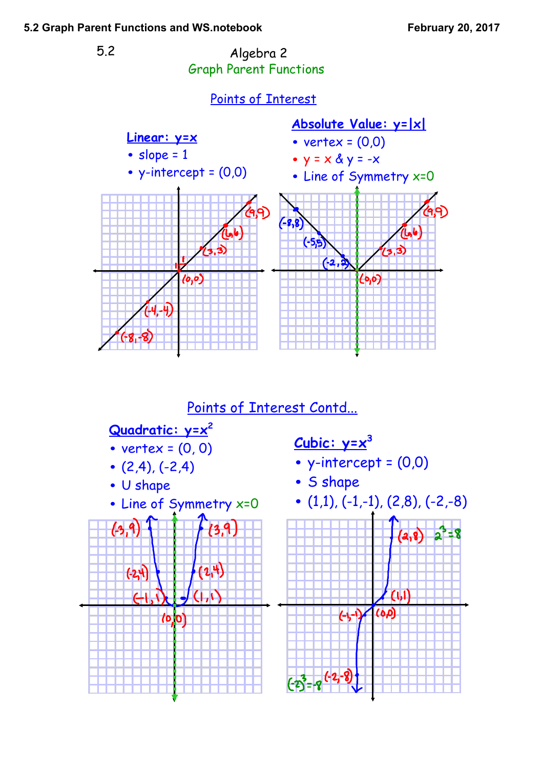5.2

# Algebra 2

## Graph Parent Functions

### Points of Interest

**Linear: $y=x$**

- slope = 1
- y-intercept = (0,0)

1
1
(9,9)
(6,6)
(3,3)
(0,0)
(-4,-4)
(-8,-8)

**Absolute Value: $y=|x|$**

- vertex = (0,0)
- $y = x$ & $y = -x$
- Line of Symmetry $x=0$

(-8,8)
(-5,5)
(-2,2)
(0,0)
(3,3)
(6,6)
(9,9)

### Points of Interest Contd...

**Quadratic: $y=x^2$**

- vertex = (0, 0)
- (2,4), (-2,4)
- U shape
- Line of Symmetry $x=0$

(-3,9)
(3,9)
(-2,4)
(2,4)
(-1,1)
(1,1)
(0,0)

**Cubic: $y=x^3$**

- y-intercept = (0,0)
- S shape
- (1,1), (-1,-1), (2,8), (-2,-8)

(2,8)
$2^3=8$
(1,1)
(-1,-1)
(0,0)
$(-2)^3=-8$
(-2,-8)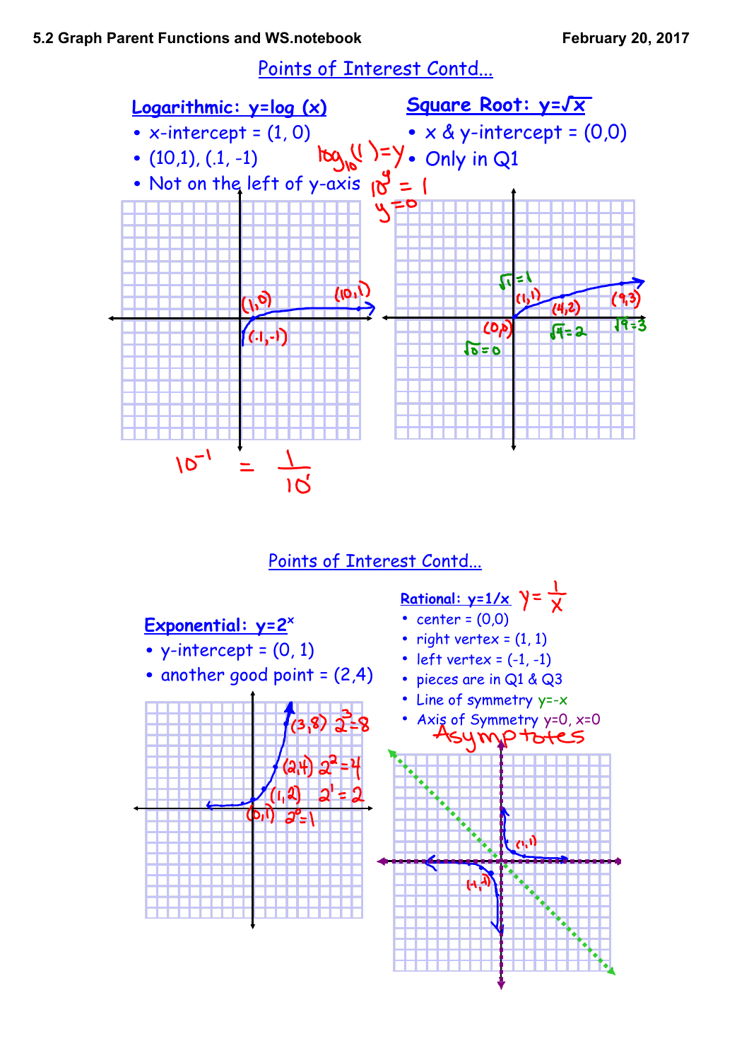## Points of Interest Contd...

### Logarithmic: $y=\log(x)$

- x-intercept = (1, 0)
- (10,1), (.1, -1)
- Not on the left of y-axis

$\log_{10}(1)=y$

$10^y = 1$

$y=0$

(1,0)
(10,1)
(.1,-1)

$10^{-1} = \frac{1}{10}$

### Square Root: $y=\sqrt{x}$

- x & y-intercept = (0,0)
- Only in Q1

$\sqrt{1}=1$
(1,1)
(4,2)
(9,3)
(0,0)
$\sqrt{0}=0$
$\sqrt{4}=2$
$\sqrt{9}=3$

## Points of Interest Contd...

### Exponential: $y=2^x$

- y-intercept = (0, 1)
- another good point = (2,4)

(3,8) $2^3=8$
(2,4) $2^2=4$
(1,2) $2^1=2$
(0,1) $2^0=1$

### Rational: $y=1/x$

$y=\frac{1}{x}$

- center = (0,0)
- right vertex = (1, 1)
- left vertex = (-1, -1)
- pieces are in Q1 & Q3
- Line of symmetry $y=-x$
- Axis of Symmetry $y=0$, $x=0$

Asymptotes

(1,1)
(-1,-1)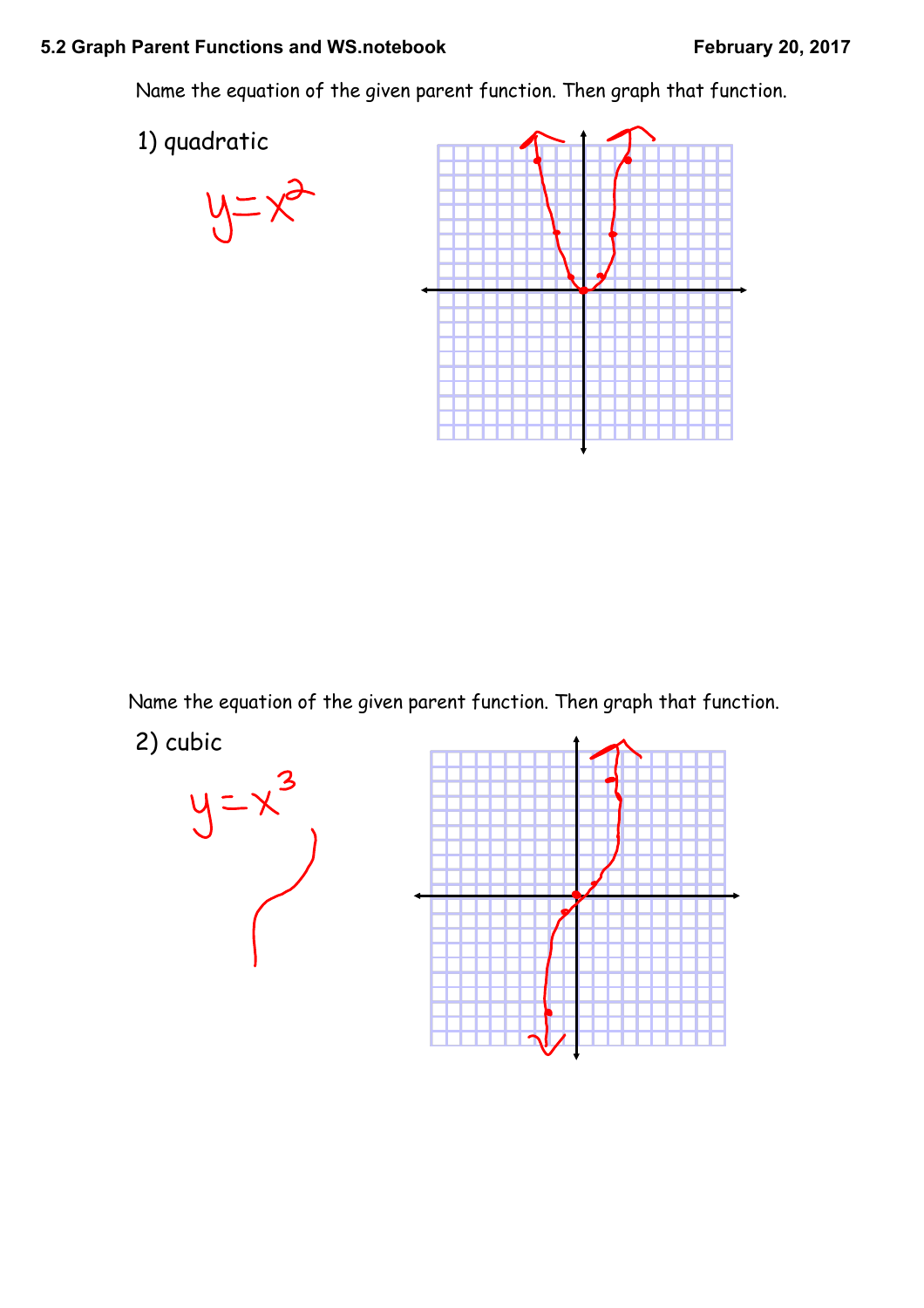Name the equation of the given parent function. Then graph that function.

1) quadratic

$y = x^2$

Name the equation of the given parent function. Then graph that function.

2) cubic

$y = x^3$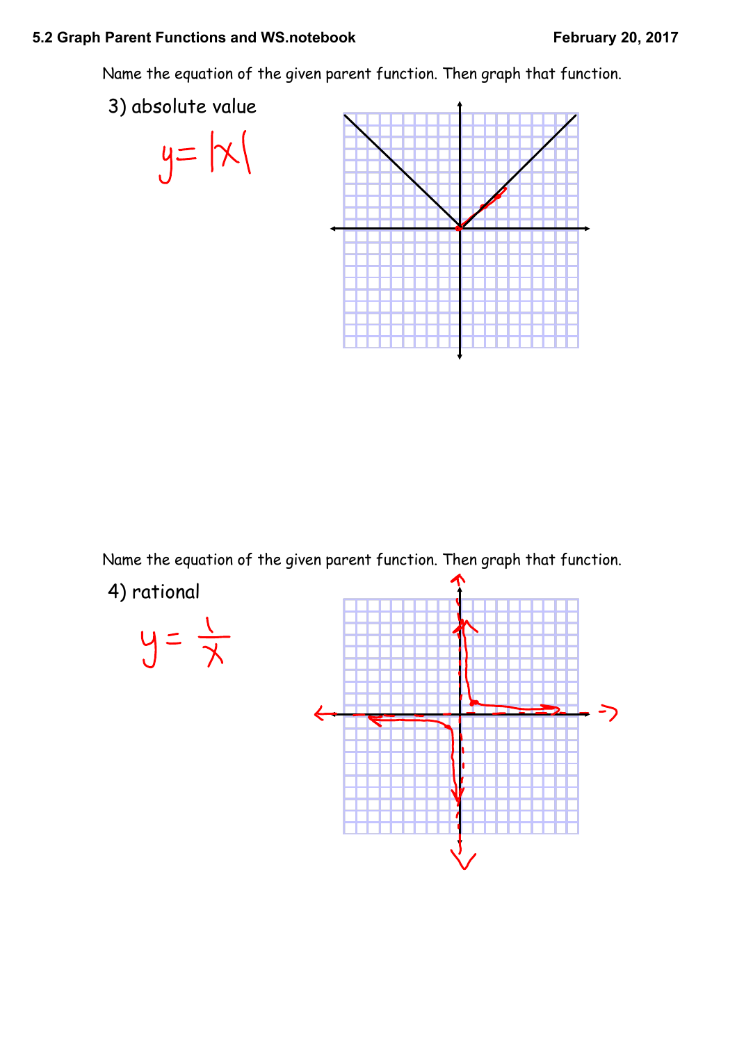Name the equation of the given parent function. Then graph that function.

3) absolute value

$y = |x|$

Name the equation of the given parent function. Then graph that function.

4) rational

$y = \frac{1}{x}$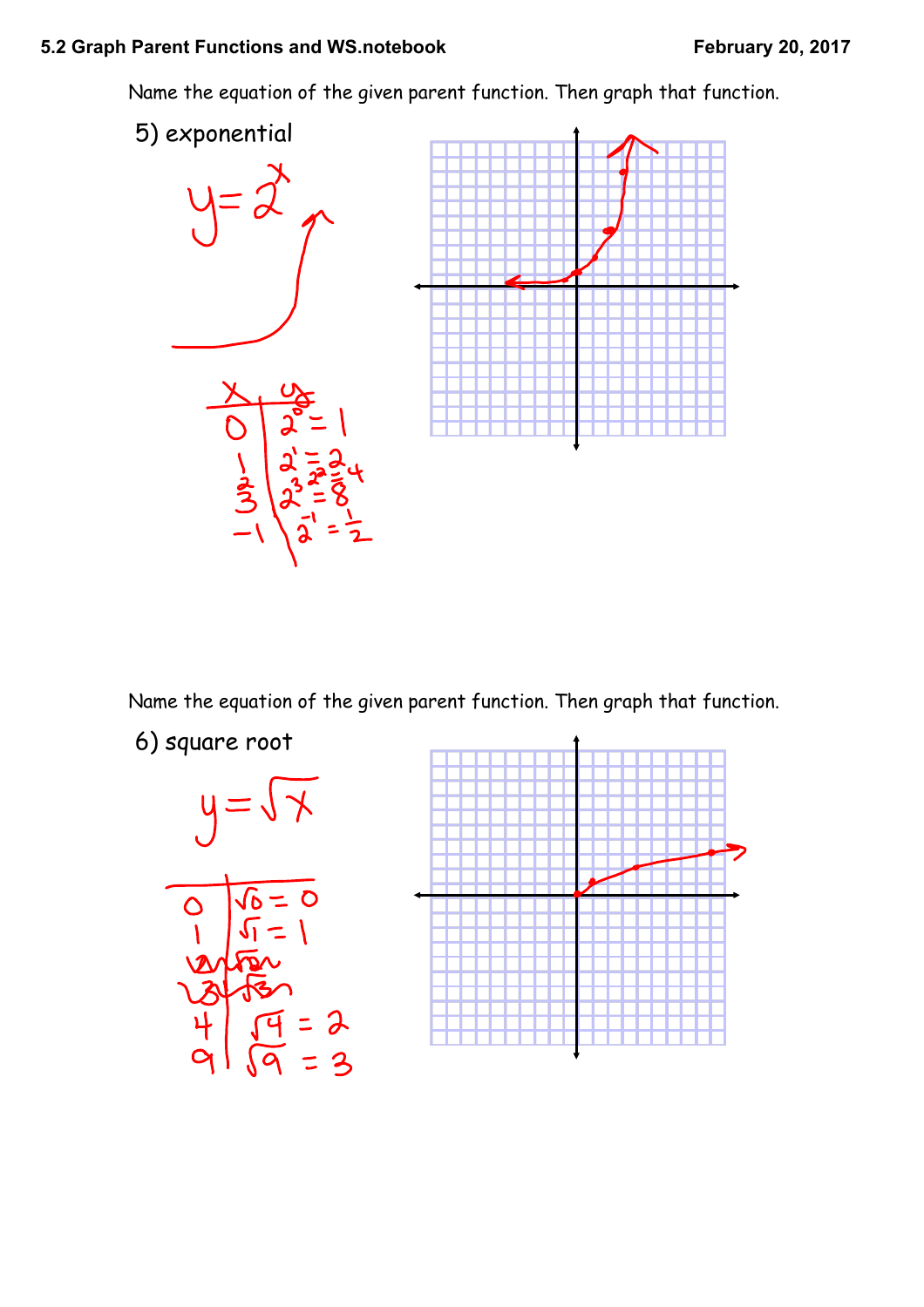Name the equation of the given parent function. Then graph that function.

5) exponential

$y = 2^x$

| x | y |
|---|---|
| 0 | $2^0 = 1$ |
| 1 | $2^1 = 2$ |
| 2 | $2^2 = 4$ |
| 3 | $2^3 = 8$ |
| -1 | $2^{-1} = \frac{1}{2}$ |

Name the equation of the given parent function. Then graph that function.

6) square root

$y = \sqrt{x}$

| | |
|---|---|
| 0 | $\sqrt{0} = 0$ |
| 1 | $\sqrt{1} = 1$ |
| 4 | $\sqrt{4} = 2$ |
| 9 | $\sqrt{9} = 3$ |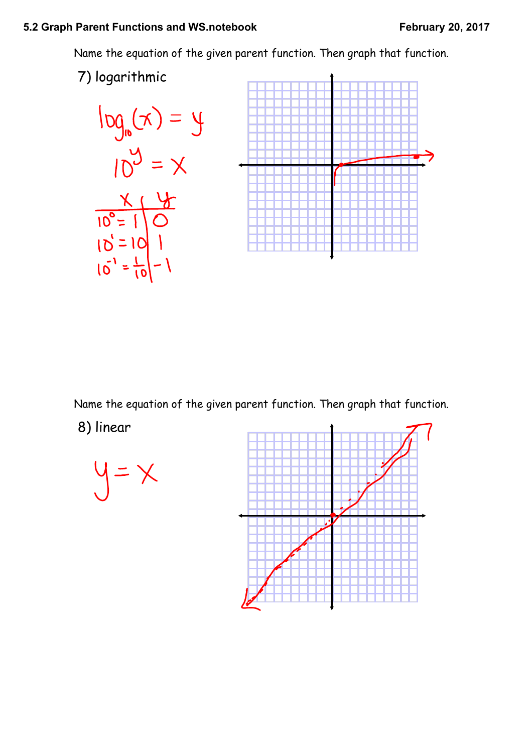Name the equation of the given parent function. Then graph that function.

7) logarithmic

$\log_{10}(x) = y$

$10^y = x$

| x | y |
|---|---|
| $10^0 = 1$ | 0 |
| $10^1 = 10$ | 1 |
| $10^{-1} = \frac{1}{10}$ | -1 |

Name the equation of the given parent function. Then graph that function.

8) linear

$y = x$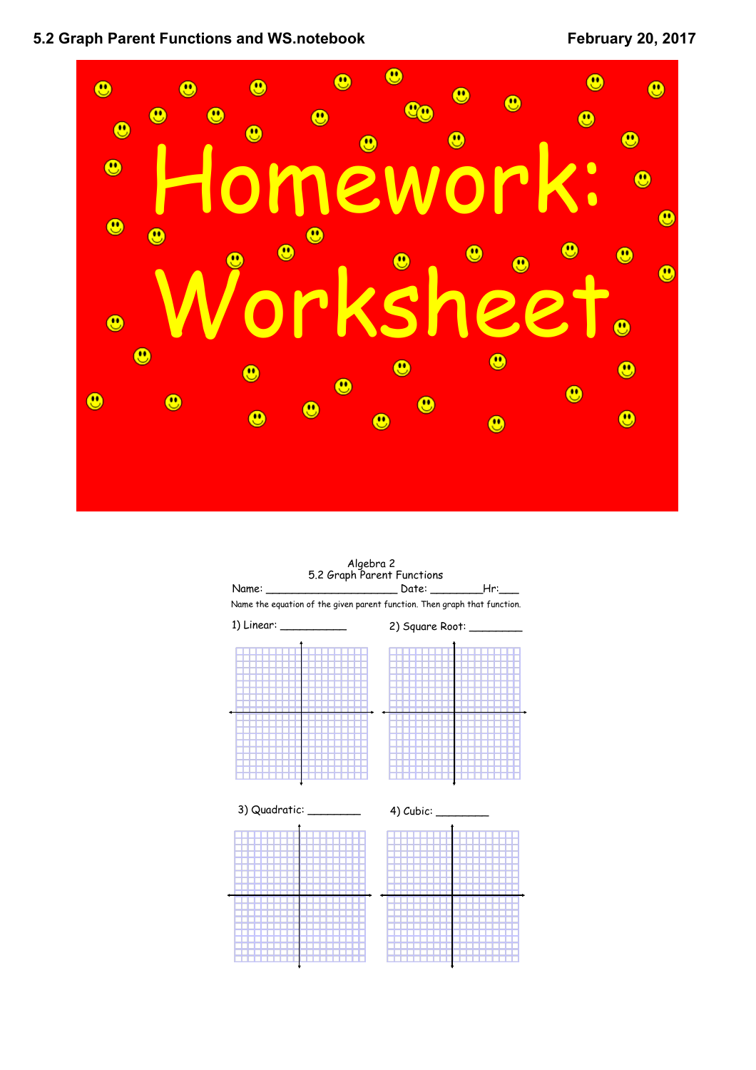# Homework: Worksheet

Algebra 2

5.2 Graph Parent Functions

Name: ____________________ Date: ________Hr:___

Name the equation of the given parent function. Then graph that function.

1) Linear: __________

2) Square Root: ________

3) Quadratic: ________

4) Cubic: ________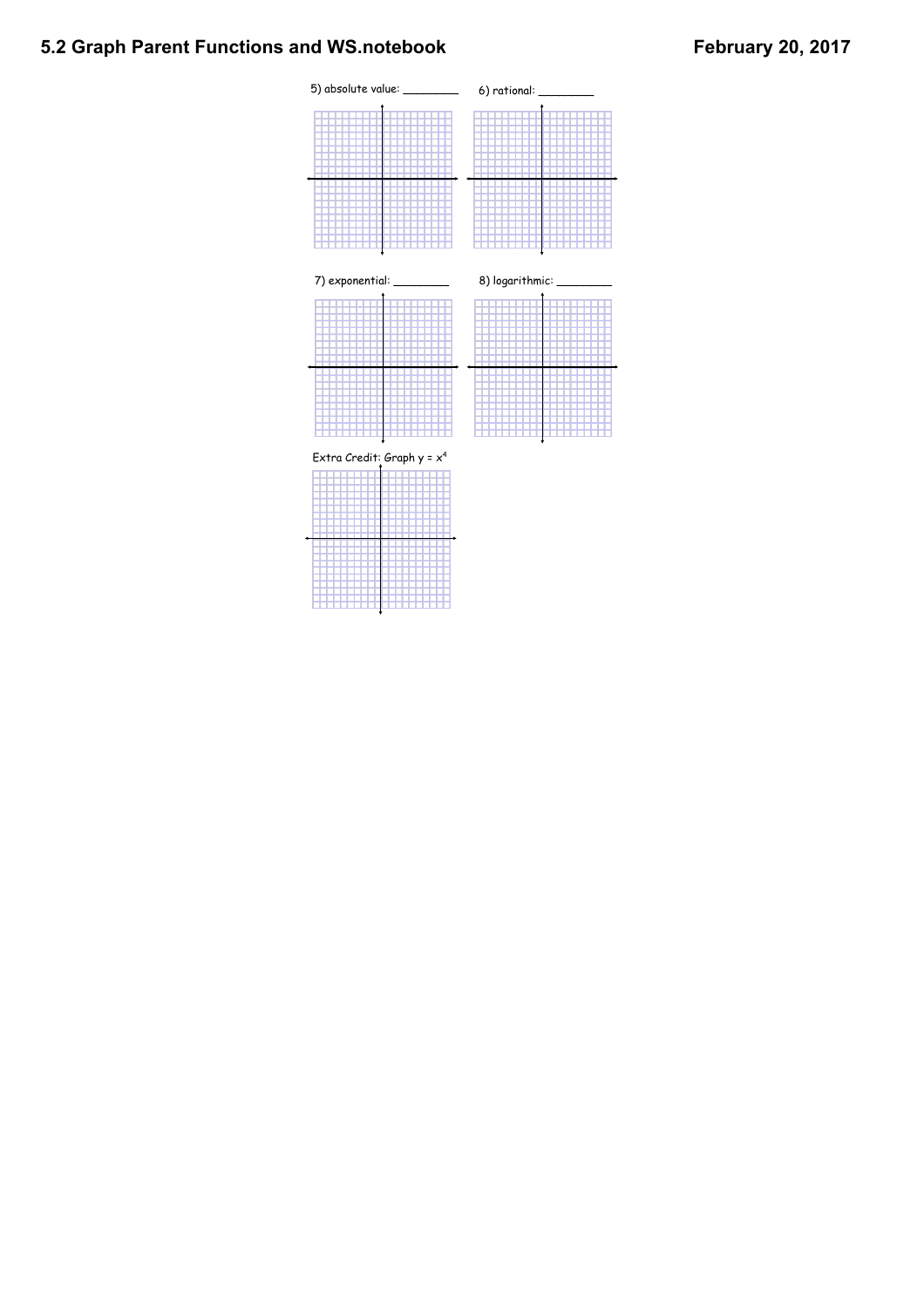5) absolute value: ________

6) rational: ________

7) exponential: ________

8) logarithmic: ________

Extra Credit: Graph $y = x^4$